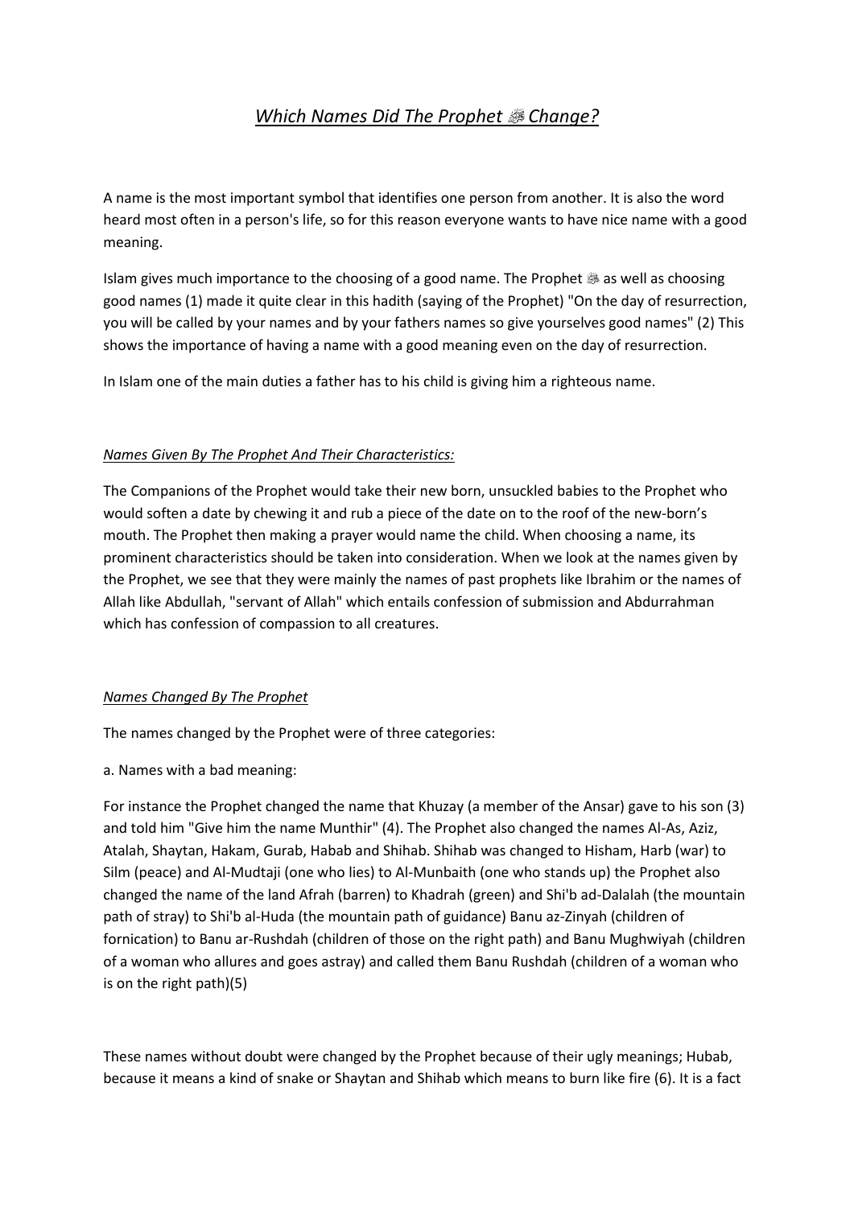# *Which Names Did The Prophet ﷺ Change?*

A name is the most important symbol that identifies one person from another. It is also the word heard most often in a person's life, so for this reason everyone wants to have nice name with a good meaning.

Islam gives much importance to the choosing of a good name. The Prophet ﷺ as well as choosing good names (1) made it quite clear in this hadith (saying of the Prophet) "On the day of resurrection, you will be called by your names and by your fathers names so give yourselves good names" (2) This shows the importance of having a name with a good meaning even on the day of resurrection.

In Islam one of the main duties a father has to his child is giving him a righteous name.

## *Names Given By The Prophet And Their Characteristics:*

The Companions of the Prophet would take their new born, unsuckled babies to the Prophet who would soften a date by chewing it and rub a piece of the date on to the roof of the new-born's mouth. The Prophet then making a prayer would name the child. When choosing a name, its prominent characteristics should be taken into consideration. When we look at the names given by the Prophet, we see that they were mainly the names of past prophets like Ibrahim or the names of Allah like Abdullah, "servant of Allah" which entails confession of submission and Abdurrahman which has confession of compassion to all creatures.

## *Names Changed By The Prophet*

The names changed by the Prophet were of three categories:

a. Names with a bad meaning:

For instance the Prophet changed the name that Khuzay (a member of the Ansar) gave to his son (3) and told him "Give him the name Munthir" (4). The Prophet also changed the names Al-As, Aziz, Atalah, Shaytan, Hakam, Gurab, Habab and Shihab. Shihab was changed to Hisham, Harb (war) to Silm (peace) and Al-Mudtaji (one who lies) to Al-Munbaith (one who stands up) the Prophet also changed the name of the land Afrah (barren) to Khadrah (green) and Shi'b ad-Dalalah (the mountain path of stray) to Shi'b al-Huda (the mountain path of guidance) Banu az-Zinyah (children of fornication) to Banu ar-Rushdah (children of those on the right path) and Banu Mughwiyah (children of a woman who allures and goes astray) and called them Banu Rushdah (children of a woman who is on the right path)(5)

These names without doubt were changed by the Prophet because of their ugly meanings; Hubab, because it means a kind of snake or Shaytan and Shihab which means to burn like fire (6). It is a fact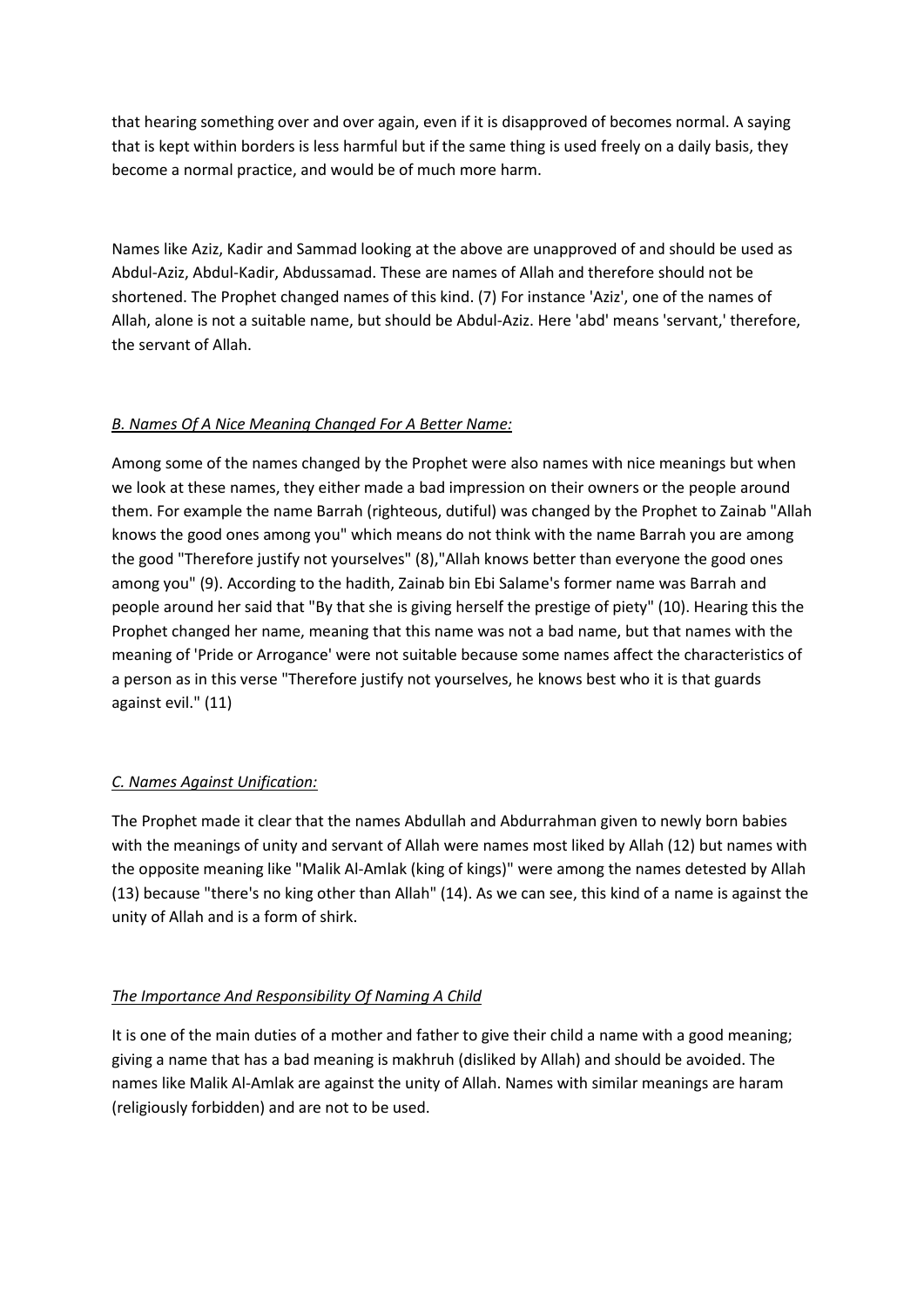that hearing something over and over again, even if it is disapproved of becomes normal. A saying that is kept within borders is less harmful but if the same thing is used freely on a daily basis, they become a normal practice, and would be of much more harm.

Names like Aziz, Kadir and Sammad looking at the above are unapproved of and should be used as Abdul-Aziz, Abdul-Kadir, Abdussamad. These are names of Allah and therefore should not be shortened. The Prophet changed names of this kind. (7) For instance 'Aziz', one of the names of Allah, alone is not a suitable name, but should be Abdul-Aziz. Here 'abd' means 'servant,' therefore, the servant of Allah.

### *B. Names Of A Nice Meaning Changed For A Better Name:*

Among some of the names changed by the Prophet were also names with nice meanings but when we look at these names, they either made a bad impression on their owners or the people around them. For example the name Barrah (righteous, dutiful) was changed by the Prophet to Zainab "Allah knows the good ones among you" which means do not think with the name Barrah you are among the good "Therefore justify not yourselves" (8),"Allah knows better than everyone the good ones among you" (9). According to the hadith, Zainab bin Ebi Salame's former name was Barrah and people around her said that "By that she is giving herself the prestige of piety" (10). Hearing this the Prophet changed her name, meaning that this name was not a bad name, but that names with the meaning of 'Pride or Arrogance' were not suitable because some names affect the characteristics of a person as in this verse "Therefore justify not yourselves, he knows best who it is that guards against evil." (11)

### *C. Names Against Unification:*

The Prophet made it clear that the names Abdullah and Abdurrahman given to newly born babies with the meanings of unity and servant of Allah were names most liked by Allah (12) but names with the opposite meaning like "Malik Al-Amlak (king of kings)" were among the names detested by Allah (13) because "there's no king other than Allah" (14). As we can see, this kind of a name is against the unity of Allah and is a form of shirk.

### *The Importance And Responsibility Of Naming A Child*

It is one of the main duties of a mother and father to give their child a name with a good meaning; giving a name that has a bad meaning is makhruh (disliked by Allah) and should be avoided. The names like Malik Al-Amlak are against the unity of Allah. Names with similar meanings are haram (religiously forbidden) and are not to be used.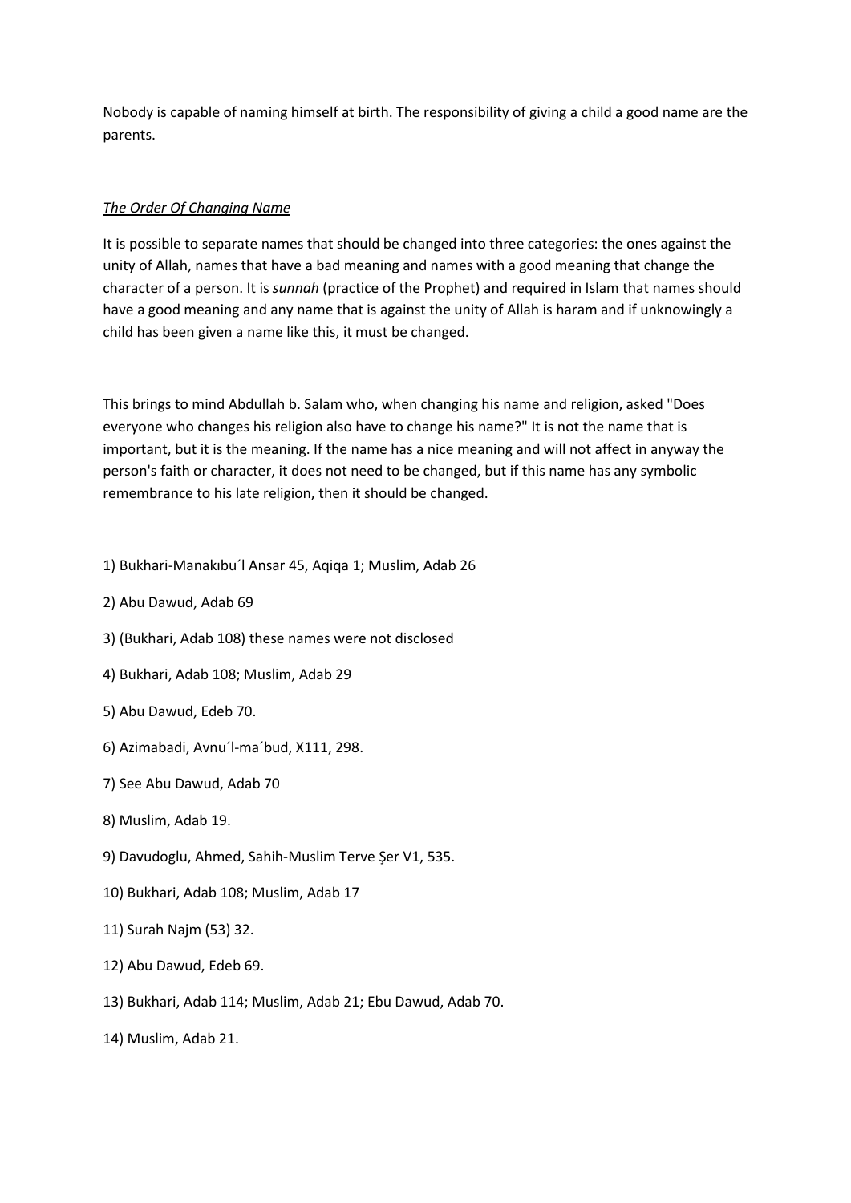Nobody is capable of naming himself at birth. The responsibility of giving a child a good name are the parents.

*The Order Of Changing Name*

It is possible to separate names that should be changed into three categories: the ones against the unity of Allah, names that have a bad meaning and names with a good meaning that change the character of a person. It is *sunnah* (practice of the Prophet) and required in Islam that names should have a good meaning and any name that is against the unity of Allah is haram and if unknowingly a child has been given a name like this, it must be changed.

This brings to mind Abdullah b. Salam who, when changing his name and religion, asked "Does everyone who changes his religion also have to change his name?" It is not the name that is important, but it is the meaning. If the name has a nice meaning and will not affect in anyway the person's faith or character, it does not need to be changed, but if this name has any symbolic remembrance to his late religion, then it should be changed.

1) Bukhari-Manakıbu´l Ansar 45, Aqiqa 1; Muslim, Adab 26

2) Abu Dawud, Adab 69

3) (Bukhari, Adab 108) these names were not disclosed

4) Bukhari, Adab 108; Muslim, Adab 29

5) Abu Dawud, Edeb 70.

6) Azimabadi, Avnu´l-ma´bud, X111, 298.

7) See Abu Dawud, Adab 70

8) Muslim, Adab 19.

9) Davudoglu, Ahmed, Sahih-Muslim Terve Şer V1, 535.

10) Bukhari, Adab 108; Muslim, Adab 17

11) Surah Najm (53) 32.

12) Abu Dawud, Edeb 69.

13) Bukhari, Adab 114; Muslim, Adab 21; Ebu Dawud, Adab 70.

14) Muslim, Adab 21.